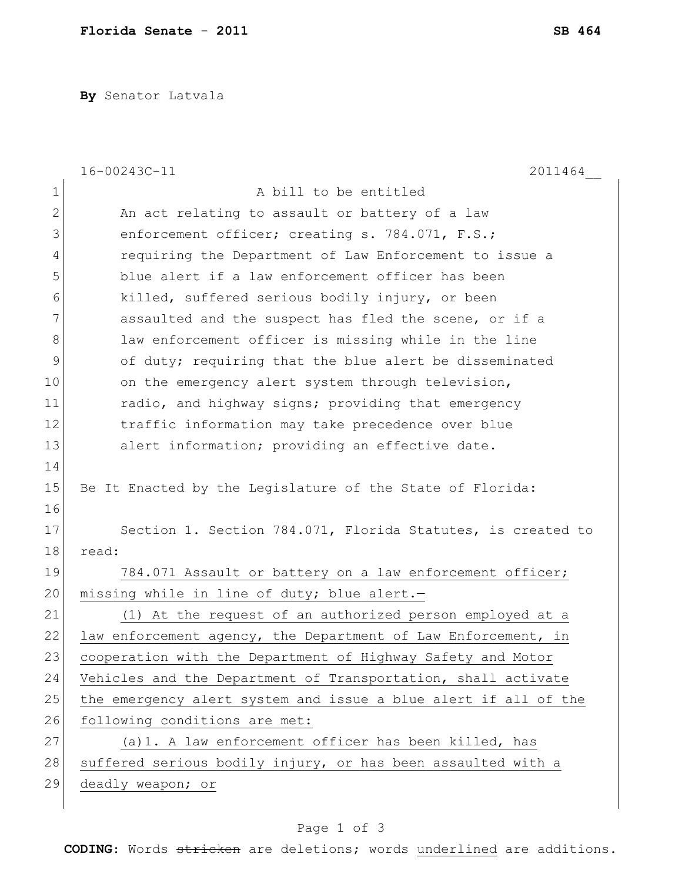**Florida Senate - 2011** **SB 464**

**By** Senator Latvala

16-00243C-11 2011464__

A bill to be entitled

An act relating to assault or battery of a law enforcement officer; creating s. 784.071, F.S.; requiring the Department of Law Enforcement to issue a blue alert if a law enforcement officer has been killed, suffered serious bodily injury, or been assaulted and the suspect has fled the scene, or if a law enforcement officer is missing while in the line of duty; requiring that the blue alert be disseminated on the emergency alert system through television, radio, and highway signs; providing that emergency traffic information may take precedence over blue alert information; providing an effective date.

Be It Enacted by the Legislature of the State of Florida:

Section 1. Section 784.071, Florida Statutes, is created to read:

<u>784.071 Assault or battery on a law enforcement officer; missing while in line of duty; blue alert.—</u>

<u>(1) At the request of an authorized person employed at a law enforcement agency, the Department of Law Enforcement, in cooperation with the Department of Highway Safety and Motor Vehicles and the Department of Transportation, shall activate the emergency alert system and issue a blue alert if all of the following conditions are met:</u>

<u>(a)1. A law enforcement officer has been killed, has suffered serious bodily injury, or has been assaulted with a deadly weapon; or</u>

**CODING:** Words ~~stricken~~ are deletions; words <u>underlined</u> are additions.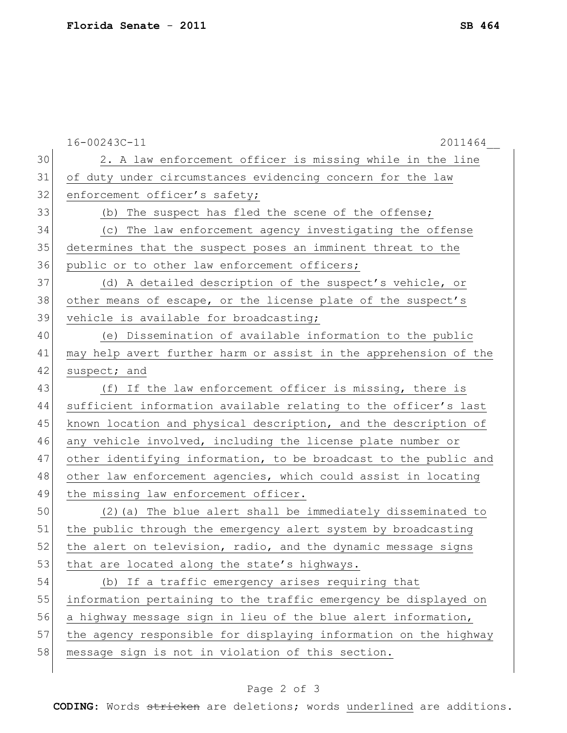2. A law enforcement officer is missing while in the line of duty under circumstances evidencing concern for the law enforcement officer's safety;

(b) The suspect has fled the scene of the offense;

(c) The law enforcement agency investigating the offense determines that the suspect poses an imminent threat to the public or to other law enforcement officers;

(d) A detailed description of the suspect's vehicle, or other means of escape, or the license plate of the suspect's vehicle is available for broadcasting;

(e) Dissemination of available information to the public may help avert further harm or assist in the apprehension of the suspect; and

(f) If the law enforcement officer is missing, there is sufficient information available relating to the officer's last known location and physical description, and the description of any vehicle involved, including the license plate number or other identifying information, to be broadcast to the public and other law enforcement agencies, which could assist in locating the missing law enforcement officer.

(2)(a) The blue alert shall be immediately disseminated to the public through the emergency alert system by broadcasting the alert on television, radio, and the dynamic message signs that are located along the state's highways.

(b) If a traffic emergency arises requiring that information pertaining to the traffic emergency be displayed on a highway message sign in lieu of the blue alert information, the agency responsible for displaying information on the highway message sign is not in violation of this section.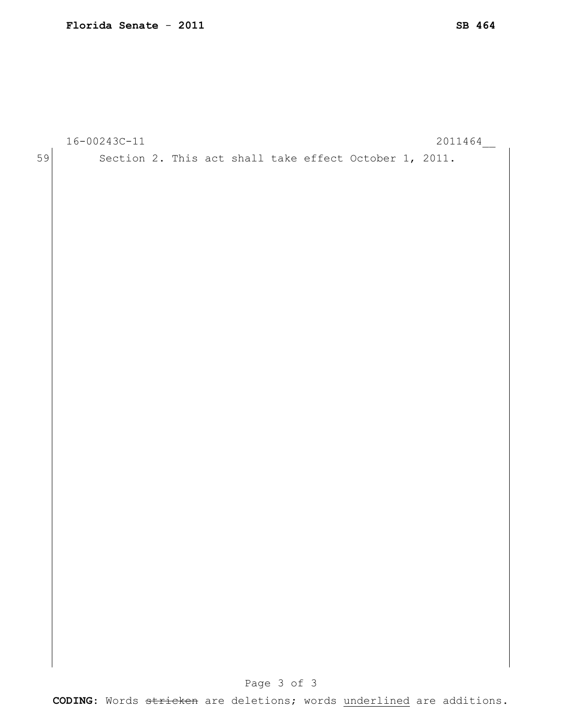16-00243C-11 2011464__

59 Section 2. This act shall take effect October 1, 2011.

**CODING:** Words ~~stricken~~ are deletions; words <u>underlined</u> are additions.